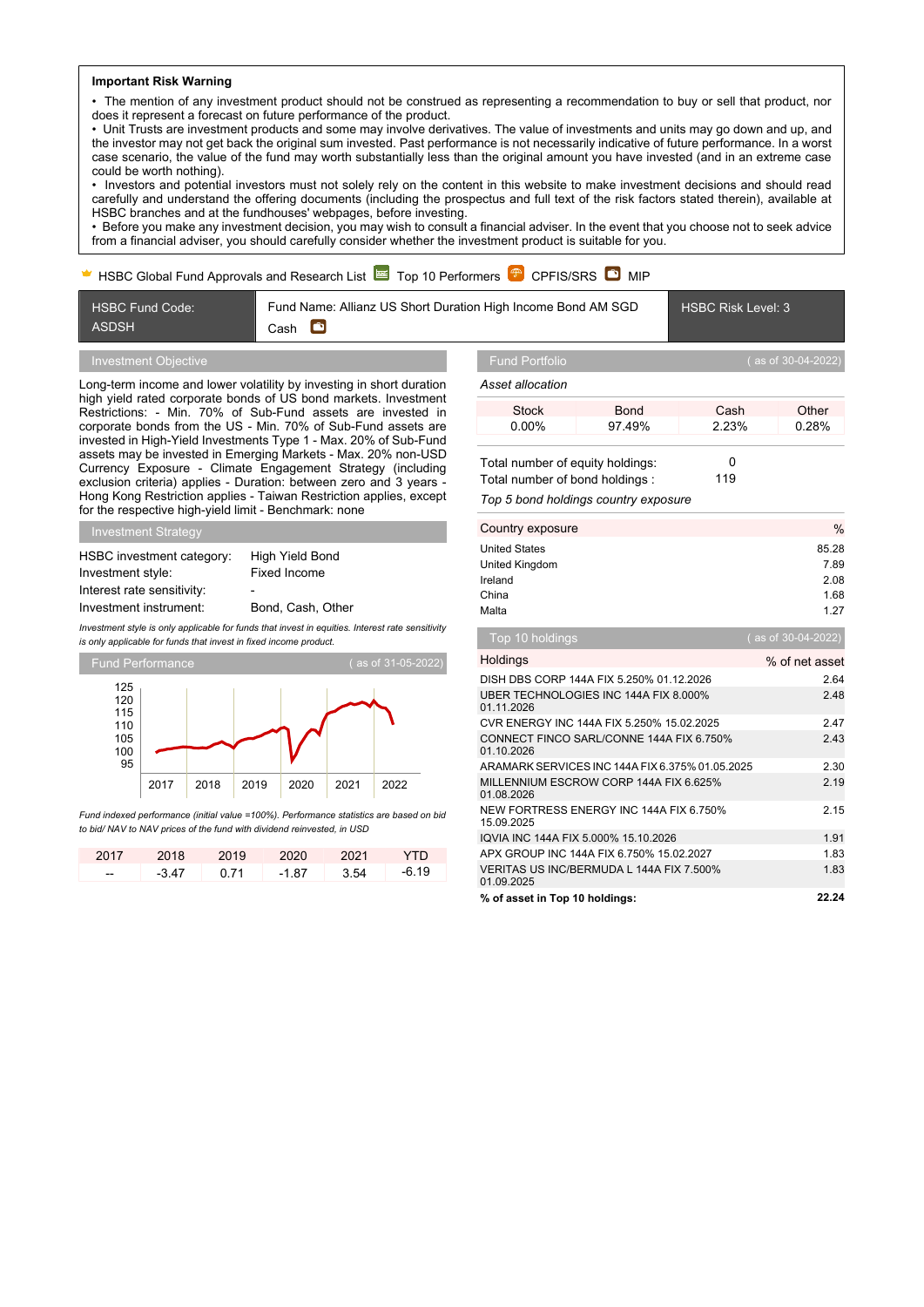**Important Risk Warning**

- The mention of any investment product should not be construed as representing a recommendation to buy or sell that product, nor does it represent a forecast on future performance of the product.
- Unit Trusts are investment products and some may involve derivatives. The value of investments and units may go down and up, and the investor may not get back the original sum invested. Past performance is not necessarily indicative of future performance. In a worst case scenario, the value of the fund may worth substantially less than the original amount you have invested (and in an extreme case could be worth nothing).
- Investors and potential investors must not solely rely on the content in this website to make investment decisions and should read carefully and understand the offering documents (including the prospectus and full text of the risk factors stated therein), available at HSBC branches and at the fundhouses' webpages, before investing.
- Before you make any investment decision, you may wish to consult a financial adviser. In the event that you choose not to seek advice from a financial adviser, you should carefully consider whether the investment product is suitable for you.

HSBC Global Fund Approvals and Research List | Top 10 Performers | CPFIS/SRS | MIP

| HSBC Fund Code: ASDSH | Fund Name: Allianz US Short Duration High Income Bond AM SGD Cash | HSBC Risk Level: 3 |
|---|---|---|

## Investment Objective

Long-term income and lower volatility by investing in short duration high yield rated corporate bonds of US bond markets. Investment Restrictions: - Min. 70% of Sub-Fund assets are invested in corporate bonds from the US - Min. 70% of Sub-Fund assets are invested in High-Yield Investments Type 1 - Max. 20% of Sub-Fund assets may be invested in Emerging Markets - Max. 20% non-USD Currency Exposure - Climate Engagement Strategy (including exclusion criteria) applies - Duration: between zero and 3 years - Hong Kong Restriction applies - Taiwan Restriction applies, except for the respective high-yield limit - Benchmark: none

## Investment Strategy

| | |
|---|---|
| HSBC investment category: | High Yield Bond |
| Investment style: | Fixed Income |
| Interest rate sensitivity: | - |
| Investment instrument: | Bond, Cash, Other |

*Investment style is only applicable for funds that invest in equities. Interest rate sensitivity is only applicable for funds that invest in fixed income product.*

## Fund Performance

( as of 31-05-2022)

*Fund indexed performance (initial value =100%). Performance statistics are based on bid to bid/ NAV to NAV prices of the fund with dividend reinvested, in USD*

| 2017 | 2018 | 2019 | 2020 | 2021 | YTD |
|---|---|---|---|---|---|
| -- | -3.47 | 0.71 | -1.87 | 3.54 | -6.19 |

## Fund Portfolio

( as of 30-04-2022)

*Asset allocation*

| Stock | Bond | Cash | Other |
|---|---|---|---|
| 0.00% | 97.49% | 2.23% | 0.28% |

| | |
|---|---|
| Total number of equity holdings: | 0 |
| Total number of bond holdings : | 119 |

*Top 5 bond holdings country exposure*

| Country exposure | % |
|---|---|
| United States | 85.28 |
| United Kingdom | 7.89 |
| Ireland | 2.08 |
| China | 1.68 |
| Malta | 1.27 |

## Top 10 holdings

( as of 30-04-2022)

| Holdings | % of net asset |
|---|---|
| DISH DBS CORP 144A FIX 5.250% 01.12.2026 | 2.64 |
| UBER TECHNOLOGIES INC 144A FIX 8.000% 01.11.2026 | 2.48 |
| CVR ENERGY INC 144A FIX 5.250% 15.02.2025 | 2.47 |
| CONNECT FINCO SARL/CONNE 144A FIX 6.750% 01.10.2026 | 2.43 |
| ARAMARK SERVICES INC 144A FIX 6.375% 01.05.2025 | 2.30 |
| MILLENNIUM ESCROW CORP 144A FIX 6.625% 01.08.2026 | 2.19 |
| NEW FORTRESS ENERGY INC 144A FIX 6.750% 15.09.2025 | 2.15 |
| IQVIA INC 144A FIX 5.000% 15.10.2026 | 1.91 |
| APX GROUP INC 144A FIX 6.750% 15.02.2027 | 1.83 |
| VERITAS US INC/BERMUDA L 144A FIX 7.500% 01.09.2025 | 1.83 |
| **% of asset in Top 10 holdings:** | **22.24** |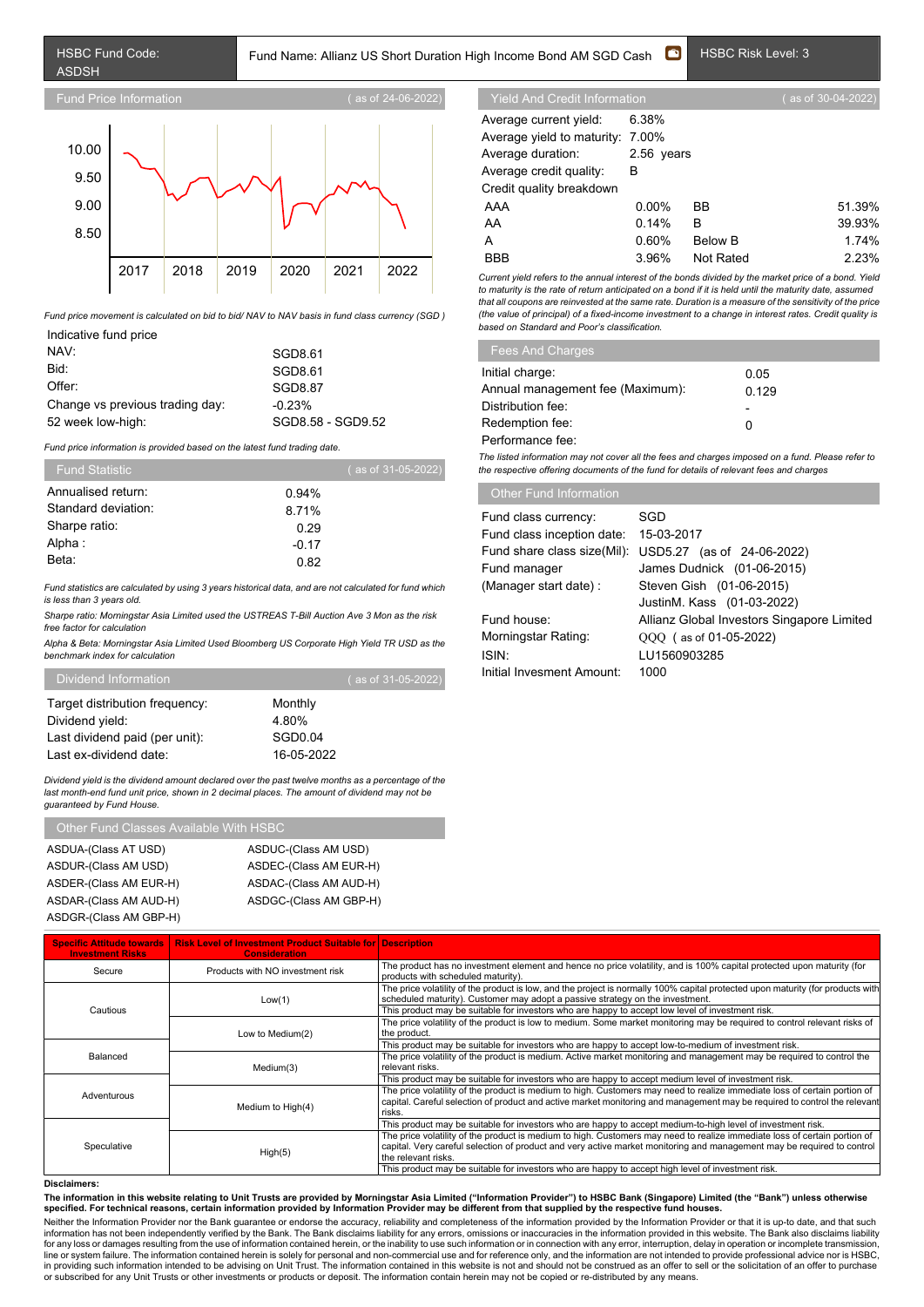| HSBC Fund Code: ASDSH | Fund Name: Allianz US Short Duration High Income Bond AM SGD Cash | HSBC Risk Level: 3 |
|---|---|---|

## Fund Price Information ( as of 24-06-2022)

*Fund price movement is calculated on bid to bid/ NAV to NAV basis in fund class currency (SGD )*

Indicative fund price

| | |
|---|---|
| NAV: | SGD8.61 |
| Bid: | SGD8.61 |
| Offer: | SGD8.87 |
| Change vs previous trading day: | -0.23% |
| 52 week low-high: | SGD8.58 - SGD9.52 |

*Fund price information is provided based on the latest fund trading date.*

## Fund Statistic ( as of 31-05-2022)

| | |
|---|---|
| Annualised return: | 0.94% |
| Standard deviation: | 8.71% |
| Sharpe ratio: | 0.29 |
| Alpha : | -0.17 |
| Beta: | 0.82 |

*Fund statistics are calculated by using 3 years historical data, and are not calculated for fund which is less than 3 years old.*

*Sharpe ratio: Morningstar Asia Limited used the USTREAS T-Bill Auction Ave 3 Mon as the risk free factor for calculation*

*Alpha & Beta: Morningstar Asia Limited Used Bloomberg US Corporate High Yield TR USD as the benchmark index for calculation*

## Dividend Information ( as of 31-05-2022)

| | |
|---|---|
| Target distribution frequency: | Monthly |
| Dividend yield: | 4.80% |
| Last dividend paid (per unit): | SGD0.04 |
| Last ex-dividend date: | 16-05-2022 |

*Dividend yield is the dividend amount declared over the past twelve months as a percentage of the last month-end fund unit price, shown in 2 decimal places. The amount of dividend may not be guaranteed by Fund House.*

## Other Fund Classes Available With HSBC

| | |
|---|---|
| ASDUA-(Class AT USD) | ASDUC-(Class AM USD) |
| ASDUR-(Class AM USD) | ASDEC-(Class AM EUR-H) |
| ASDER-(Class AM EUR-H) | ASDAC-(Class AM AUD-H) |
| ASDAR-(Class AM AUD-H) | ASDGC-(Class AM GBP-H) |
| ASDGR-(Class AM GBP-H) | |

## Yield And Credit Information ( as of 30-04-2022)

| | |
|---|---|
| Average current yield: | 6.38% |
| Average yield to maturity: | 7.00% |
| Average duration: | 2.56 years |
| Average credit quality: | B |

Credit quality breakdown

| | | | |
|---|---|---|---|
| AAA | 0.00% | BB | 51.39% |
| AA | 0.14% | B | 39.93% |
| A | 0.60% | Below B | 1.74% |
| BBB | 3.96% | Not Rated | 2.23% |

*Current yield refers to the annual interest of the bonds divided by the market price of a bond. Yield to maturity is the rate of return anticipated on a bond if it is held until the maturity date, assumed that all coupons are reinvested at the same rate. Duration is a measure of the sensitivity of the price (the value of principal) of a fixed-income investment to a change in interest rates. Credit quality is based on Standard and Poor's classification.*

## Fees And Charges

| | |
|---|---|
| Initial charge: | 0.05 |
| Annual management fee (Maximum): | 0.129 |
| Distribution fee: | - |
| Redemption fee: | 0 |
| Performance fee: | |

*The listed information may not cover all the fees and charges imposed on a fund. Please refer to the respective offering documents of the fund for details of relevant fees and charges*

## Other Fund Information

| | |
|---|---|
| Fund class currency: | SGD |
| Fund class inception date: | 15-03-2017 |
| Fund share class size(Mil): | USD5.27 (as of 24-06-2022) |
| Fund manager (Manager start date) : | James Dudnick (01-06-2015) Steven Gish (01-06-2015) JustinM. Kass (01-03-2022) |
| Fund house: | Allianz Global Investors Singapore Limited |
| Morningstar Rating: | QQQ ( as of 01-05-2022) |
| ISIN: | LU1560903285 |
| Initial Invesment Amount: | 1000 |

| Specific Attitude towards Investment Risks | Risk Level of Investment Product Suitable for Consideration | Description |
|---|---|---|
| Secure | Products with NO investment risk | The product has no investment element and hence no price volatility, and is 100% capital protected upon maturity (for products with scheduled maturity). |
| Cautious | Low(1) | The price volatility of the product is low, and the project is normally 100% capital protected upon maturity (for products with scheduled maturity). Customer may adopt a passive strategy on the investment. This product may be suitable for investors who are happy to accept low level of investment risk. |
| | Low to Medium(2) | The price volatility of the product is low to medium. Some market monitoring may be required to control relevant risks of the product. This product may be suitable for investors who are happy to accept low-to-medium of investment risk. |
| Balanced | Medium(3) | The price volatility of the product is medium. Active market monitoring and management may be required to control the relevant risks. This product may be suitable for investors who are happy to accept medium level of investment risk. |
| Adventurous | Medium to High(4) | The price volatility of the product is medium to high. Customers may need to realize immediate loss of certain portion of capital. Careful selection of product and active market monitoring and management may be required to control the relevant risks. This product may be suitable for investors who are happy to accept medium-to-high level of investment risk. |
| Speculative | High(5) | The price volatility of the product is medium to high. Customers may need to realize immediate loss of certain portion of capital. Very careful selection of product and very active market monitoring and management may be required to control the relevant risks. This product may be suitable for investors who are happy to accept high level of investment risk. |

**Disclaimers:**

**The information in this website relating to Unit Trusts are provided by Morningstar Asia Limited ("Information Provider") to HSBC Bank (Singapore) Limited (the "Bank") unless otherwise specified. For technical reasons, certain information provided by Information Provider may be different from that supplied by the respective fund houses.**

Neither the Information Provider nor the Bank guarantee or endorse the accuracy, reliability and completeness of the information provided by the Information Provider or that it is up-to date, and that such information has not been independently verified by the Bank. The Bank disclaims liability for any errors, omissions or inaccuracies in the information provided in this website. The Bank also disclaims liability for any loss or damages resulting from the use of information contained herein, or the inability to use such information or in connection with any error, interruption, delay in operation or incomplete transmission, line or system failure. The information contained herein is solely for personal and non-commercial use and for reference only, and the information are not intended to provide professional advice nor is HSBC, in providing such information intended to be advising on Unit Trust. The information contained in this website is not and should not be construed as an offer to sell or the solicitation of an offer to purchase or subscribed for any Unit Trusts or other investments or products or deposit. The information contain herein may not be copied or re-distributed by any means.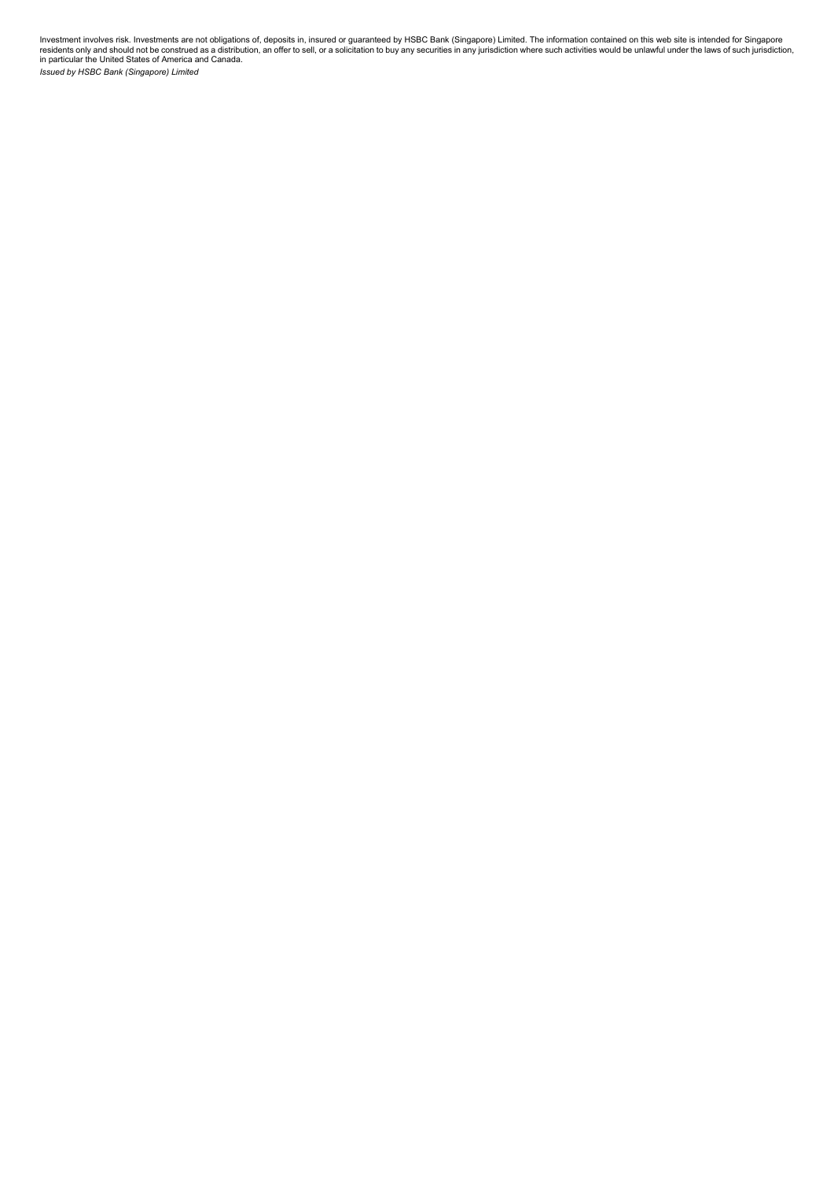Investment involves risk. Investments are not obligations of, deposits in, insured or guaranteed by HSBC Bank (Singapore) Limited. The information contained on this web site is intended for Singapore residents only and should not be construed as a distribution, an offer to sell, or a solicitation to buy any securities in any jurisdiction where such activities would be unlawful under the laws of such jurisdiction, in particular the United States of America and Canada.

*Issued by HSBC Bank (Singapore) Limited*